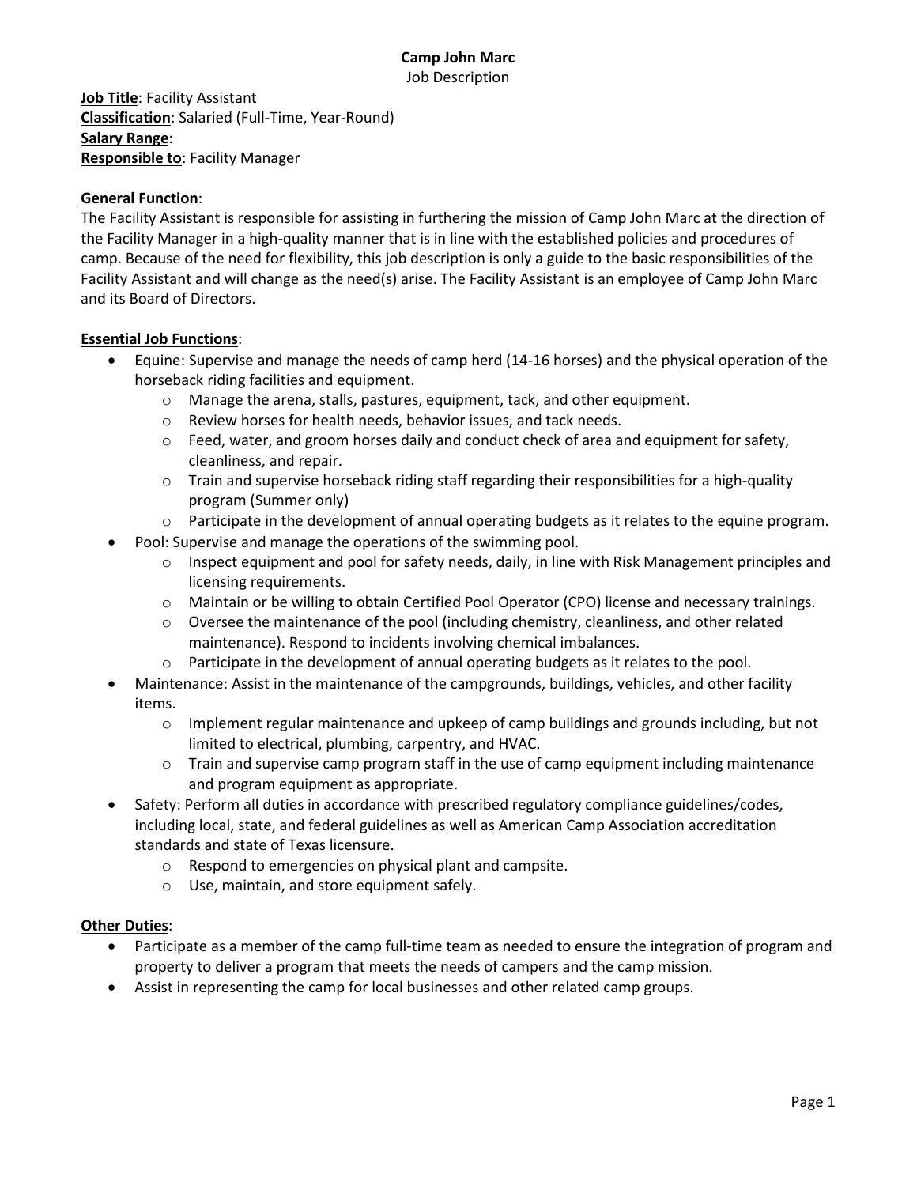# Camp John Marc

Job Description

**Job Title**: Facility Assistant
**Classification**: Salaried (Full-Time, Year-Round)
**Salary Range**:
**Responsible to**: Facility Manager

## General Function:

The Facility Assistant is responsible for assisting in furthering the mission of Camp John Marc at the direction of the Facility Manager in a high-quality manner that is in line with the established policies and procedures of camp. Because of the need for flexibility, this job description is only a guide to the basic responsibilities of the Facility Assistant and will change as the need(s) arise. The Facility Assistant is an employee of Camp John Marc and its Board of Directors.

## Essential Job Functions:

- Equine: Supervise and manage the needs of camp herd (14-16 horses) and the physical operation of the horseback riding facilities and equipment.
  - Manage the arena, stalls, pastures, equipment, tack, and other equipment.
  - Review horses for health needs, behavior issues, and tack needs.
  - Feed, water, and groom horses daily and conduct check of area and equipment for safety, cleanliness, and repair.
  - Train and supervise horseback riding staff regarding their responsibilities for a high-quality program (Summer only)
  - Participate in the development of annual operating budgets as it relates to the equine program.
- Pool: Supervise and manage the operations of the swimming pool.
  - Inspect equipment and pool for safety needs, daily, in line with Risk Management principles and licensing requirements.
  - Maintain or be willing to obtain Certified Pool Operator (CPO) license and necessary trainings.
  - Oversee the maintenance of the pool (including chemistry, cleanliness, and other related maintenance). Respond to incidents involving chemical imbalances.
  - Participate in the development of annual operating budgets as it relates to the pool.
- Maintenance: Assist in the maintenance of the campgrounds, buildings, vehicles, and other facility items.
  - Implement regular maintenance and upkeep of camp buildings and grounds including, but not limited to electrical, plumbing, carpentry, and HVAC.
  - Train and supervise camp program staff in the use of camp equipment including maintenance and program equipment as appropriate.
- Safety: Perform all duties in accordance with prescribed regulatory compliance guidelines/codes, including local, state, and federal guidelines as well as American Camp Association accreditation standards and state of Texas licensure.
  - Respond to emergencies on physical plant and campsite.
  - Use, maintain, and store equipment safely.

## Other Duties:

- Participate as a member of the camp full-time team as needed to ensure the integration of program and property to deliver a program that meets the needs of campers and the camp mission.
- Assist in representing the camp for local businesses and other related camp groups.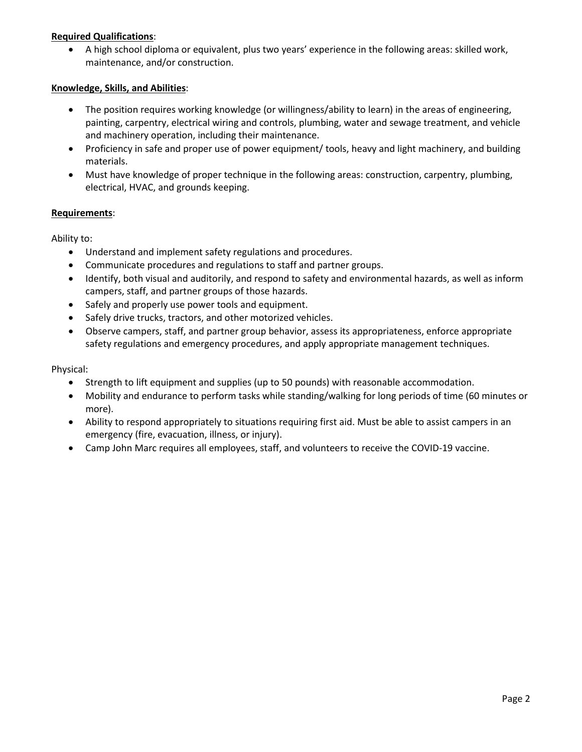**Required Qualifications**:

- A high school diploma or equivalent, plus two years' experience in the following areas: skilled work, maintenance, and/or construction.

**Knowledge, Skills, and Abilities**:

- The position requires working knowledge (or willingness/ability to learn) in the areas of engineering, painting, carpentry, electrical wiring and controls, plumbing, water and sewage treatment, and vehicle and machinery operation, including their maintenance.
- Proficiency in safe and proper use of power equipment/ tools, heavy and light machinery, and building materials.
- Must have knowledge of proper technique in the following areas: construction, carpentry, plumbing, electrical, HVAC, and grounds keeping.

**Requirements**:

Ability to:

- Understand and implement safety regulations and procedures.
- Communicate procedures and regulations to staff and partner groups.
- Identify, both visual and auditorily, and respond to safety and environmental hazards, as well as inform campers, staff, and partner groups of those hazards.
- Safely and properly use power tools and equipment.
- Safely drive trucks, tractors, and other motorized vehicles.
- Observe campers, staff, and partner group behavior, assess its appropriateness, enforce appropriate safety regulations and emergency procedures, and apply appropriate management techniques.

Physical:

- Strength to lift equipment and supplies (up to 50 pounds) with reasonable accommodation.
- Mobility and endurance to perform tasks while standing/walking for long periods of time (60 minutes or more).
- Ability to respond appropriately to situations requiring first aid. Must be able to assist campers in an emergency (fire, evacuation, illness, or injury).
- Camp John Marc requires all employees, staff, and volunteers to receive the COVID-19 vaccine.